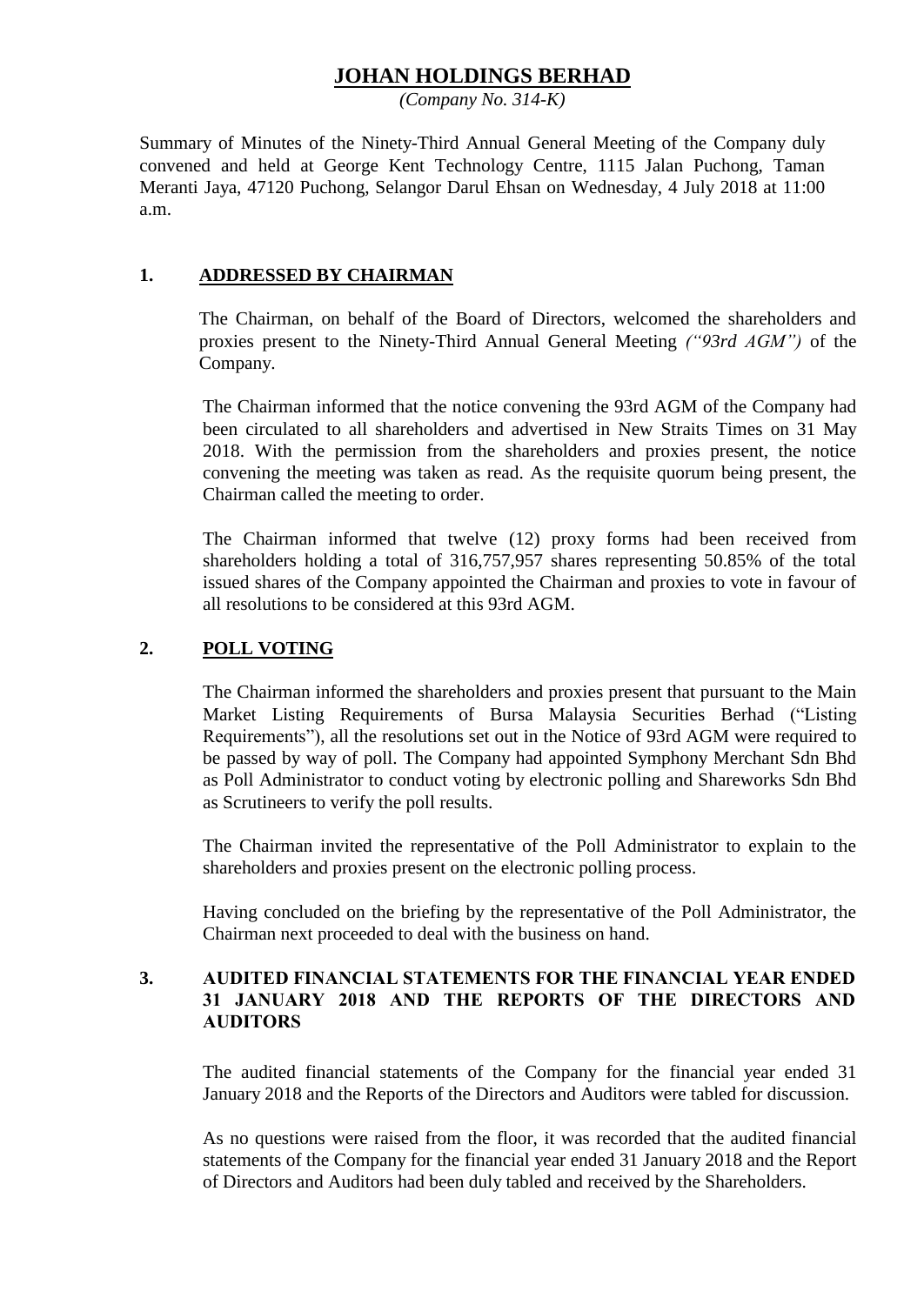# JOHAN HOLDINGS BERHAD

*(Company No. 314-K)*

Summary of Minutes of the Ninety-Third Annual General Meeting of the Company duly convened and held at George Kent Technology Centre, 1115 Jalan Puchong, Taman Meranti Jaya, 47120 Puchong, Selangor Darul Ehsan on Wednesday, 4 July 2018 at 11:00 a.m.

## 1. ADDRESSED BY CHAIRMAN

The Chairman, on behalf of the Board of Directors, welcomed the shareholders and proxies present to the Ninety-Third Annual General Meeting *("93rd AGM")* of the Company.

The Chairman informed that the notice convening the 93rd AGM of the Company had been circulated to all shareholders and advertised in New Straits Times on 31 May 2018. With the permission from the shareholders and proxies present, the notice convening the meeting was taken as read. As the requisite quorum being present, the Chairman called the meeting to order.

The Chairman informed that twelve (12) proxy forms had been received from shareholders holding a total of 316,757,957 shares representing 50.85% of the total issued shares of the Company appointed the Chairman and proxies to vote in favour of all resolutions to be considered at this 93rd AGM.

## 2. POLL VOTING

The Chairman informed the shareholders and proxies present that pursuant to the Main Market Listing Requirements of Bursa Malaysia Securities Berhad ("Listing Requirements"), all the resolutions set out in the Notice of 93rd AGM were required to be passed by way of poll. The Company had appointed Symphony Merchant Sdn Bhd as Poll Administrator to conduct voting by electronic polling and Shareworks Sdn Bhd as Scrutineers to verify the poll results.

The Chairman invited the representative of the Poll Administrator to explain to the shareholders and proxies present on the electronic polling process.

Having concluded on the briefing by the representative of the Poll Administrator, the Chairman next proceeded to deal with the business on hand.

## 3. AUDITED FINANCIAL STATEMENTS FOR THE FINANCIAL YEAR ENDED 31 JANUARY 2018 AND THE REPORTS OF THE DIRECTORS AND AUDITORS

The audited financial statements of the Company for the financial year ended 31 January 2018 and the Reports of the Directors and Auditors were tabled for discussion.

As no questions were raised from the floor, it was recorded that the audited financial statements of the Company for the financial year ended 31 January 2018 and the Report of Directors and Auditors had been duly tabled and received by the Shareholders.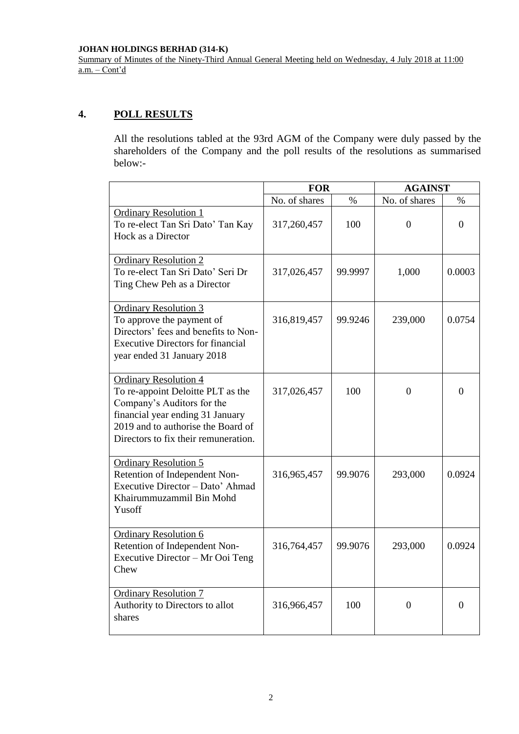## 4. POLL RESULTS

All the resolutions tabled at the 93rd AGM of the Company were duly passed by the shareholders of the Company and the poll results of the resolutions as summarised below:-

| | FOR | | AGAINST | |
|---|---|---|---|---|
| | No. of shares | % | No. of shares | % |
| Ordinary Resolution 1<br>To re-elect Tan Sri Dato' Tan Kay Hock as a Director | 317,260,457 | 100 | 0 | 0 |
| Ordinary Resolution 2<br>To re-elect Tan Sri Dato' Seri Dr Ting Chew Peh as a Director | 317,026,457 | 99.9997 | 1,000 | 0.0003 |
| Ordinary Resolution 3<br>To approve the payment of Directors' fees and benefits to Non-Executive Directors for financial year ended 31 January 2018 | 316,819,457 | 99.9246 | 239,000 | 0.0754 |
| Ordinary Resolution 4<br>To re-appoint Deloitte PLT as the Company's Auditors for the financial year ending 31 January 2019 and to authorise the Board of Directors to fix their remuneration. | 317,026,457 | 100 | 0 | 0 |
| Ordinary Resolution 5<br>Retention of Independent Non-Executive Director – Dato' Ahmad Khairummuzammil Bin Mohd Yusoff | 316,965,457 | 99.9076 | 293,000 | 0.0924 |
| Ordinary Resolution 6<br>Retention of Independent Non-Executive Director – Mr Ooi Teng Chew | 316,764,457 | 99.9076 | 293,000 | 0.0924 |
| Ordinary Resolution 7<br>Authority to Directors to allot shares | 316,966,457 | 100 | 0 | 0 |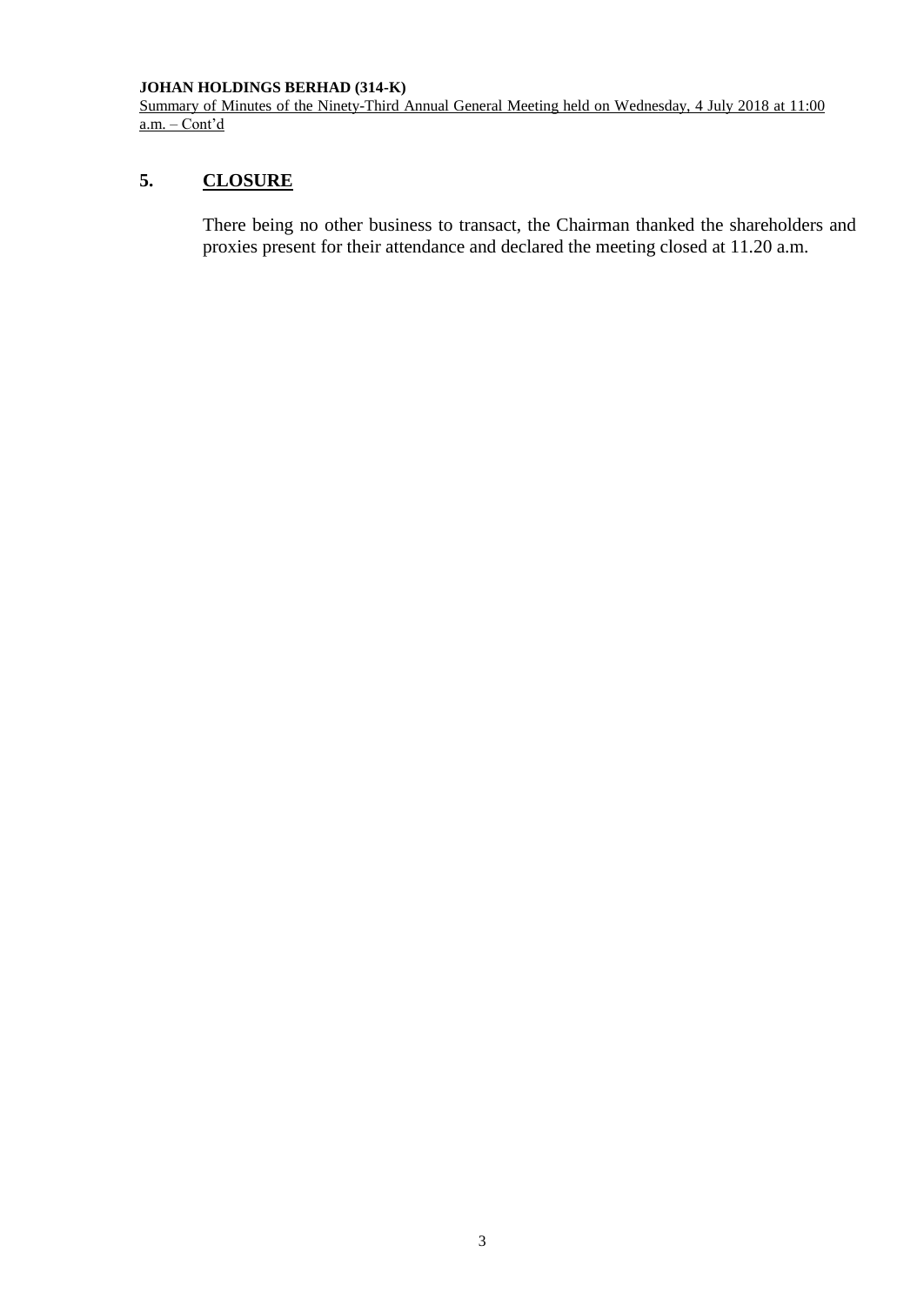## 5. CLOSURE

There being no other business to transact, the Chairman thanked the shareholders and proxies present for their attendance and declared the meeting closed at 11.20 a.m.